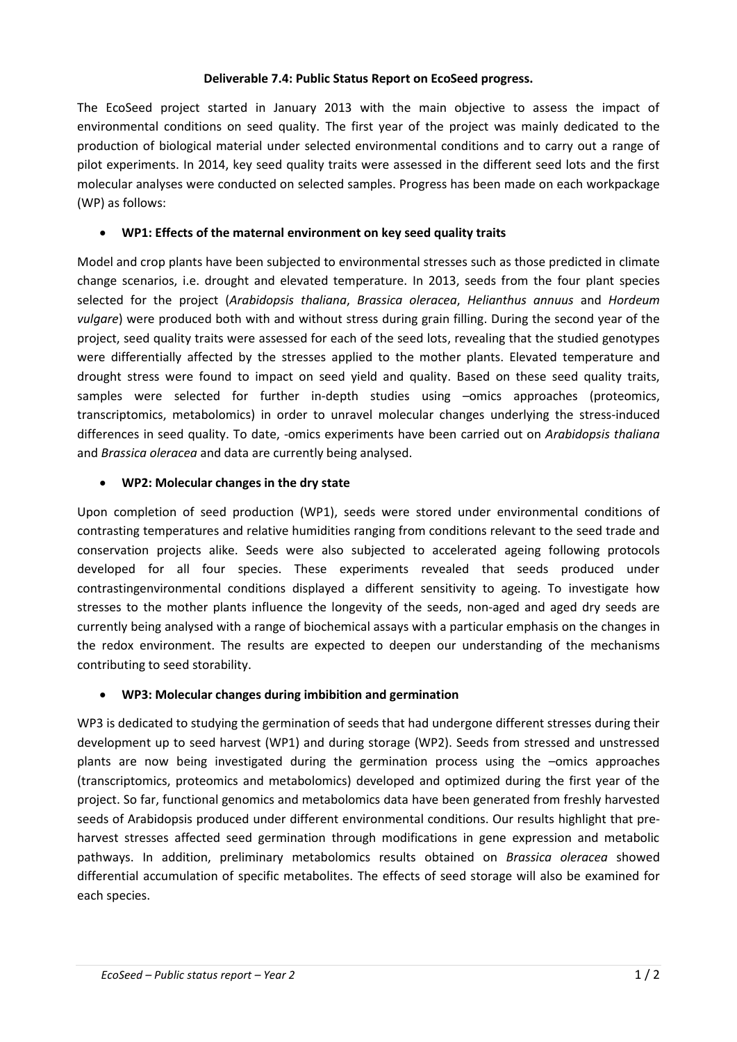**Deliverable 7.4: Public Status Report on EcoSeed progress.**

The EcoSeed project started in January 2013 with the main objective to assess the impact of environmental conditions on seed quality. The first year of the project was mainly dedicated to the production of biological material under selected environmental conditions and to carry out a range of pilot experiments. In 2014, key seed quality traits were assessed in the different seed lots and the first molecular analyses were conducted on selected samples. Progress has been made on each workpackage (WP) as follows:

- **WP1: Effects of the maternal environment on key seed quality traits**

Model and crop plants have been subjected to environmental stresses such as those predicted in climate change scenarios, i.e. drought and elevated temperature. In 2013, seeds from the four plant species selected for the project (*Arabidopsis thaliana*, *Brassica oleracea*, *Helianthus annuus* and *Hordeum vulgare*) were produced both with and without stress during grain filling. During the second year of the project, seed quality traits were assessed for each of the seed lots, revealing that the studied genotypes were differentially affected by the stresses applied to the mother plants. Elevated temperature and drought stress were found to impact on seed yield and quality. Based on these seed quality traits, samples were selected for further in-depth studies using –omics approaches (proteomics, transcriptomics, metabolomics) in order to unravel molecular changes underlying the stress-induced differences in seed quality. To date, -omics experiments have been carried out on *Arabidopsis thaliana* and *Brassica oleracea* and data are currently being analysed.

- **WP2: Molecular changes in the dry state**

Upon completion of seed production (WP1), seeds were stored under environmental conditions of contrasting temperatures and relative humidities ranging from conditions relevant to the seed trade and conservation projects alike. Seeds were also subjected to accelerated ageing following protocols developed for all four species. These experiments revealed that seeds produced under contrastingenvironmental conditions displayed a different sensitivity to ageing. To investigate how stresses to the mother plants influence the longevity of the seeds, non-aged and aged dry seeds are currently being analysed with a range of biochemical assays with a particular emphasis on the changes in the redox environment. The results are expected to deepen our understanding of the mechanisms contributing to seed storability.

- **WP3: Molecular changes during imbibition and germination**

WP3 is dedicated to studying the germination of seeds that had undergone different stresses during their development up to seed harvest (WP1) and during storage (WP2). Seeds from stressed and unstressed plants are now being investigated during the germination process using the –omics approaches (transcriptomics, proteomics and metabolomics) developed and optimized during the first year of the project. So far, functional genomics and metabolomics data have been generated from freshly harvested seeds of Arabidopsis produced under different environmental conditions. Our results highlight that pre-harvest stresses affected seed germination through modifications in gene expression and metabolic pathways. In addition, preliminary metabolomics results obtained on *Brassica oleracea* showed differential accumulation of specific metabolites. The effects of seed storage will also be examined for each species.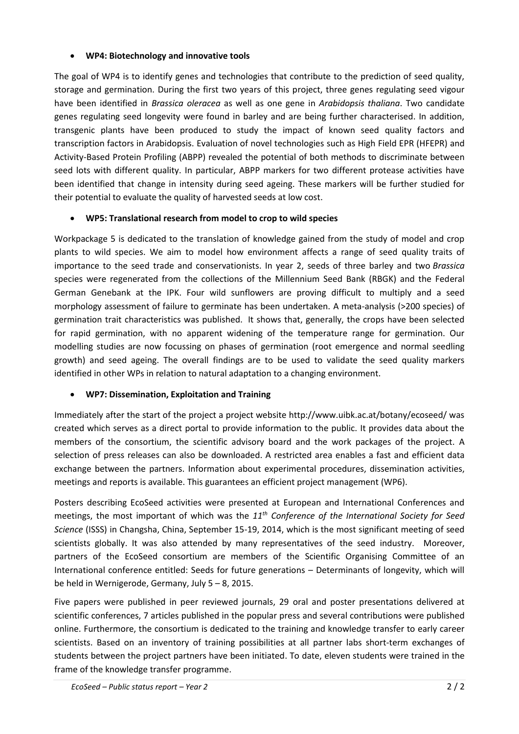- **WP4: Biotechnology and innovative tools**

The goal of WP4 is to identify genes and technologies that contribute to the prediction of seed quality, storage and germination. During the first two years of this project, three genes regulating seed vigour have been identified in *Brassica oleracea* as well as one gene in *Arabidopsis thaliana*. Two candidate genes regulating seed longevity were found in barley and are being further characterised. In addition, transgenic plants have been produced to study the impact of known seed quality factors and transcription factors in Arabidopsis. Evaluation of novel technologies such as High Field EPR (HFEPR) and Activity-Based Protein Profiling (ABPP) revealed the potential of both methods to discriminate between seed lots with different quality. In particular, ABPP markers for two different protease activities have been identified that change in intensity during seed ageing. These markers will be further studied for their potential to evaluate the quality of harvested seeds at low cost.

- **WP5: Translational research from model to crop to wild species**

Workpackage 5 is dedicated to the translation of knowledge gained from the study of model and crop plants to wild species. We aim to model how environment affects a range of seed quality traits of importance to the seed trade and conservationists. In year 2, seeds of three barley and two *Brassica* species were regenerated from the collections of the Millennium Seed Bank (RBGK) and the Federal German Genebank at the IPK. Four wild sunflowers are proving difficult to multiply and a seed morphology assessment of failure to germinate has been undertaken. A meta-analysis (>200 species) of germination trait characteristics was published. It shows that, generally, the crops have been selected for rapid germination, with no apparent widening of the temperature range for germination. Our modelling studies are now focussing on phases of germination (root emergence and normal seedling growth) and seed ageing. The overall findings are to be used to validate the seed quality markers identified in other WPs in relation to natural adaptation to a changing environment.

- **WP7: Dissemination, Exploitation and Training**

Immediately after the start of the project a project website http://www.uibk.ac.at/botany/ecoseed/ was created which serves as a direct portal to provide information to the public. It provides data about the members of the consortium, the scientific advisory board and the work packages of the project. A selection of press releases can also be downloaded. A restricted area enables a fast and efficient data exchange between the partners. Information about experimental procedures, dissemination activities, meetings and reports is available. This guarantees an efficient project management (WP6).

Posters describing EcoSeed activities were presented at European and International Conferences and meetings, the most important of which was the *11th Conference of the International Society for Seed Science* (ISSS) in Changsha, China, September 15-19, 2014, which is the most significant meeting of seed scientists globally. It was also attended by many representatives of the seed industry. Moreover, partners of the EcoSeed consortium are members of the Scientific Organising Committee of an International conference entitled: Seeds for future generations – Determinants of longevity, which will be held in Wernigerode, Germany, July 5 – 8, 2015.

Five papers were published in peer reviewed journals, 29 oral and poster presentations delivered at scientific conferences, 7 articles published in the popular press and several contributions were published online. Furthermore, the consortium is dedicated to the training and knowledge transfer to early career scientists. Based on an inventory of training possibilities at all partner labs short-term exchanges of students between the project partners have been initiated. To date, eleven students were trained in the frame of the knowledge transfer programme.